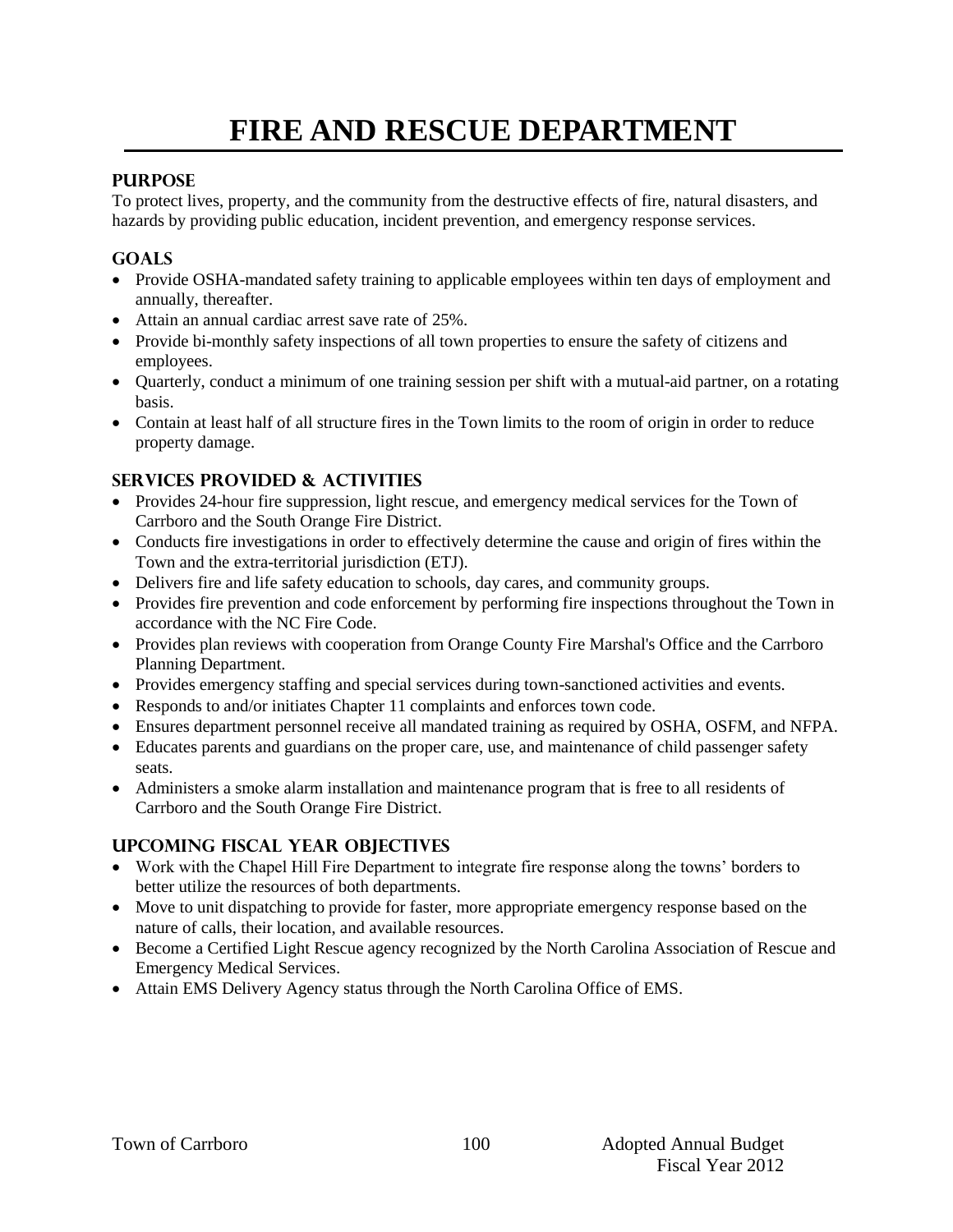# FIRE AND RESCUE DEPARTMENT

## PURPOSE

To protect lives, property, and the community from the destructive effects of fire, natural disasters, and hazards by providing public education, incident prevention, and emergency response services.

## GOALS

- Provide OSHA-mandated safety training to applicable employees within ten days of employment and annually, thereafter.
- Attain an annual cardiac arrest save rate of 25%.
- Provide bi-monthly safety inspections of all town properties to ensure the safety of citizens and employees.
- Quarterly, conduct a minimum of one training session per shift with a mutual-aid partner, on a rotating basis.
- Contain at least half of all structure fires in the Town limits to the room of origin in order to reduce property damage.

## SERVICES PROVIDED & ACTIVITIES

- Provides 24-hour fire suppression, light rescue, and emergency medical services for the Town of Carrboro and the South Orange Fire District.
- Conducts fire investigations in order to effectively determine the cause and origin of fires within the Town and the extra-territorial jurisdiction (ETJ).
- Delivers fire and life safety education to schools, day cares, and community groups.
- Provides fire prevention and code enforcement by performing fire inspections throughout the Town in accordance with the NC Fire Code.
- Provides plan reviews with cooperation from Orange County Fire Marshal's Office and the Carrboro Planning Department.
- Provides emergency staffing and special services during town-sanctioned activities and events.
- Responds to and/or initiates Chapter 11 complaints and enforces town code.
- Ensures department personnel receive all mandated training as required by OSHA, OSFM, and NFPA.
- Educates parents and guardians on the proper care, use, and maintenance of child passenger safety seats.
- Administers a smoke alarm installation and maintenance program that is free to all residents of Carrboro and the South Orange Fire District.

## UPCOMING FISCAL YEAR OBJECTIVES

- Work with the Chapel Hill Fire Department to integrate fire response along the towns' borders to better utilize the resources of both departments.
- Move to unit dispatching to provide for faster, more appropriate emergency response based on the nature of calls, their location, and available resources.
- Become a Certified Light Rescue agency recognized by the North Carolina Association of Rescue and Emergency Medical Services.
- Attain EMS Delivery Agency status through the North Carolina Office of EMS.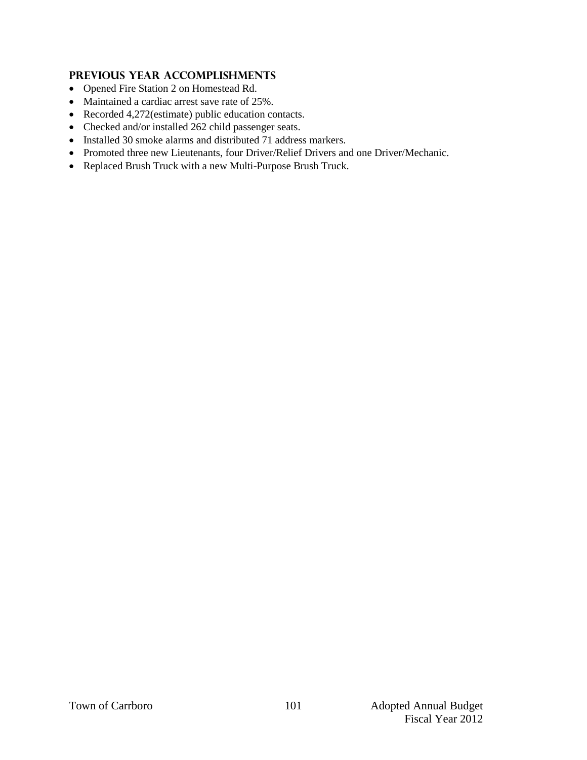## Previous Year Accomplishments

- Opened Fire Station 2 on Homestead Rd.
- Maintained a cardiac arrest save rate of 25%.
- Recorded 4,272(estimate) public education contacts.
- Checked and/or installed 262 child passenger seats.
- Installed 30 smoke alarms and distributed 71 address markers.
- Promoted three new Lieutenants, four Driver/Relief Drivers and one Driver/Mechanic.
- Replaced Brush Truck with a new Multi-Purpose Brush Truck.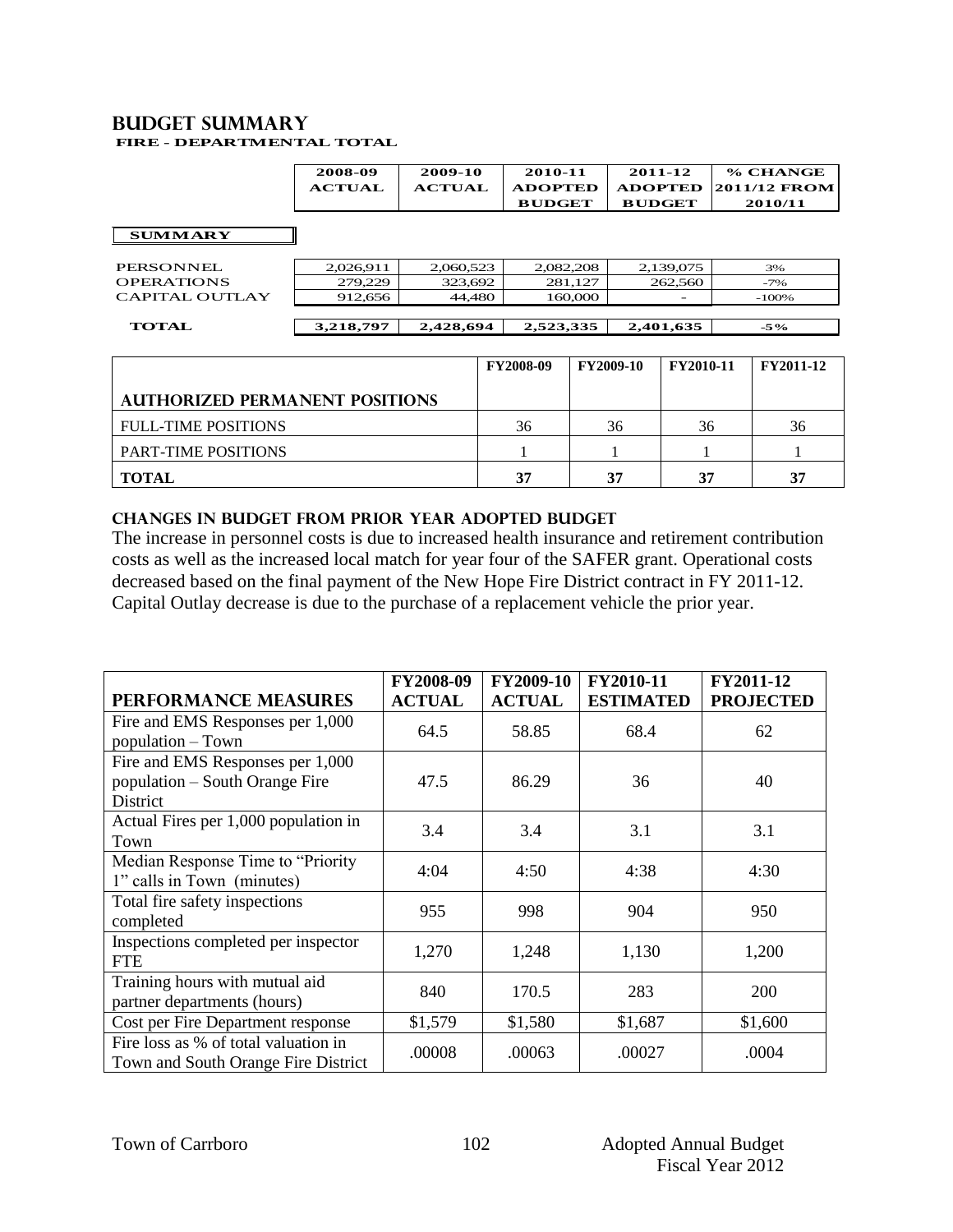# BUDGET SUMMARY

**FIRE - DEPARTMENTAL TOTAL**

| | 2008-09 ACTUAL | 2009-10 ACTUAL | 2010-11 ADOPTED BUDGET | 2011-12 ADOPTED BUDGET | % CHANGE 2011/12 FROM 2010/11 |
|---|---|---|---|---|---|
| **SUMMARY** | | | | | |
| PERSONNEL | 2,026,911 | 2,060,523 | 2,082,208 | 2,139,075 | 3% |
| OPERATIONS | 279,229 | 323,692 | 281,127 | 262,560 | -7% |
| CAPITAL OUTLAY | 912,656 | 44,480 | 160,000 | - | -100% |
| **TOTAL** | **3,218,797** | **2,428,694** | **2,523,335** | **2,401,635** | **-5%** |

| AUTHORIZED PERMANENT POSITIONS | FY2008-09 | FY2009-10 | FY2010-11 | FY2011-12 |
|---|---|---|---|---|
| FULL-TIME POSITIONS | 36 | 36 | 36 | 36 |
| PART-TIME POSITIONS | 1 | 1 | 1 | 1 |
| **TOTAL** | **37** | **37** | **37** | **37** |

## CHANGES IN BUDGET FROM PRIOR YEAR ADOPTED BUDGET

The increase in personnel costs is due to increased health insurance and retirement contribution costs as well as the increased local match for year four of the SAFER grant. Operational costs decreased based on the final payment of the New Hope Fire District contract in FY 2011-12. Capital Outlay decrease is due to the purchase of a replacement vehicle the prior year.

| PERFORMANCE MEASURES | FY2008-09 ACTUAL | FY2009-10 ACTUAL | FY2010-11 ESTIMATED | FY2011-12 PROJECTED |
|---|---|---|---|---|
| Fire and EMS Responses per 1,000 population – Town | 64.5 | 58.85 | 68.4 | 62 |
| Fire and EMS Responses per 1,000 population – South Orange Fire District | 47.5 | 86.29 | 36 | 40 |
| Actual Fires per 1,000 population in Town | 3.4 | 3.4 | 3.1 | 3.1 |
| Median Response Time to "Priority 1" calls in Town (minutes) | 4:04 | 4:50 | 4:38 | 4:30 |
| Total fire safety inspections completed | 955 | 998 | 904 | 950 |
| Inspections completed per inspector FTE | 1,270 | 1,248 | 1,130 | 1,200 |
| Training hours with mutual aid partner departments (hours) | 840 | 170.5 | 283 | 200 |
| Cost per Fire Department response | $1,579 | $1,580 | $1,687 | $1,600 |
| Fire loss as % of total valuation in Town and South Orange Fire District | .00008 | .00063 | .00027 | .0004 |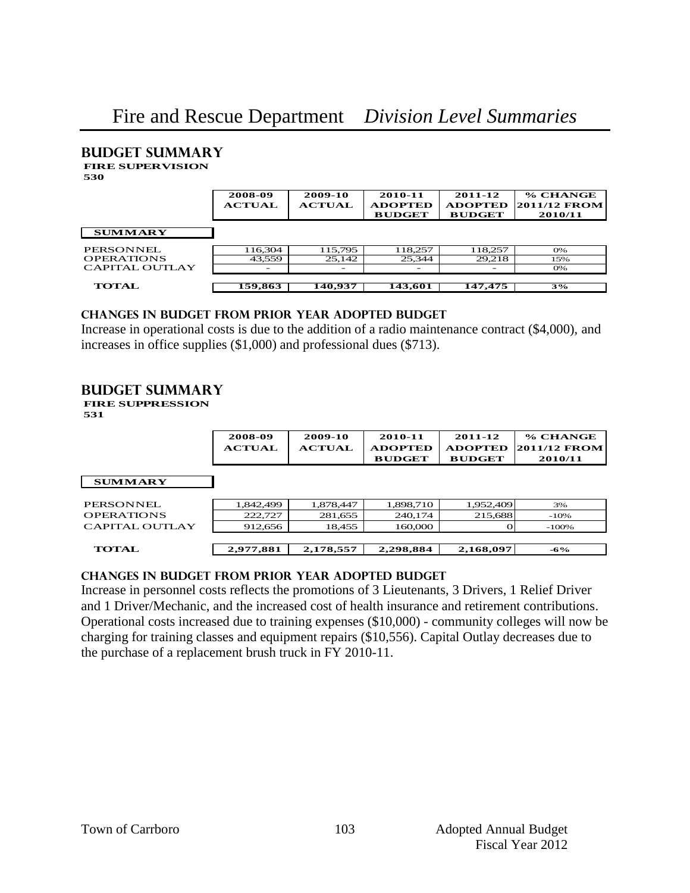# Fire and Rescue Department *Division Level Summaries*

## BUDGET SUMMARY

**FIRE SUPERVISION**
**530**

| SUMMARY | 2008-09 ACTUAL | 2009-10 ACTUAL | 2010-11 ADOPTED BUDGET | 2011-12 ADOPTED BUDGET | % CHANGE 2011/12 FROM 2010/11 |
|---|---|---|---|---|---|
| PERSONNEL | 116,304 | 115,795 | 118,257 | 118,257 | 0% |
| OPERATIONS | 43,559 | 25,142 | 25,344 | 29,218 | 15% |
| CAPITAL OUTLAY | - | - | - | - | 0% |
| **TOTAL** | **159,863** | **140,937** | **143,601** | **147,475** | **3%** |

### CHANGES IN BUDGET FROM PRIOR YEAR ADOPTED BUDGET

Increase in operational costs is due to the addition of a radio maintenance contract ($4,000), and increases in office supplies ($1,000) and professional dues ($713).

## BUDGET SUMMARY

**FIRE SUPPRESSION**
**531**

| SUMMARY | 2008-09 ACTUAL | 2009-10 ACTUAL | 2010-11 ADOPTED BUDGET | 2011-12 ADOPTED BUDGET | % CHANGE 2011/12 FROM 2010/11 |
|---|---|---|---|---|---|
| PERSONNEL | 1,842,499 | 1,878,447 | 1,898,710 | 1,952,409 | 3% |
| OPERATIONS | 222,727 | 281,655 | 240,174 | 215,688 | -10% |
| CAPITAL OUTLAY | 912,656 | 18,455 | 160,000 | 0 | -100% |
| **TOTAL** | **2,977,881** | **2,178,557** | **2,298,884** | **2,168,097** | **-6%** |

### CHANGES IN BUDGET FROM PRIOR YEAR ADOPTED BUDGET

Increase in personnel costs reflects the promotions of 3 Lieutenants, 3 Drivers, 1 Relief Driver and 1 Driver/Mechanic, and the increased cost of health insurance and retirement contributions. Operational costs increased due to training expenses ($10,000) - community colleges will now be charging for training classes and equipment repairs ($10,556). Capital Outlay decreases due to the purchase of a replacement brush truck in FY 2010-11.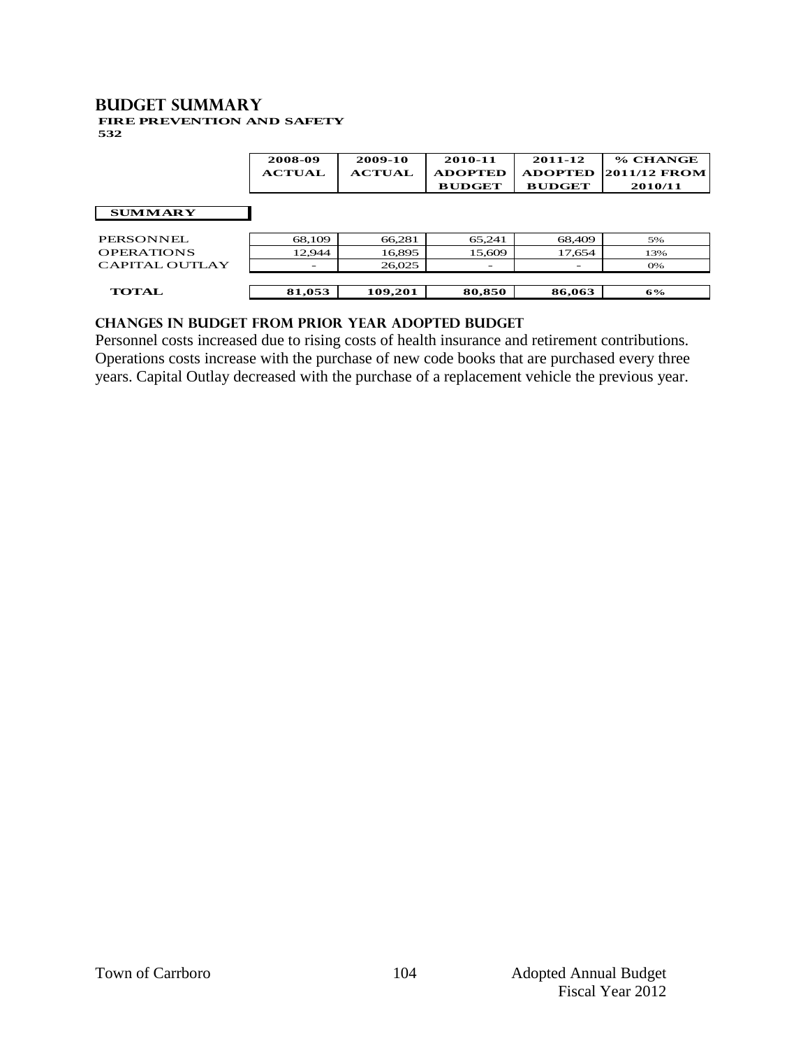# BUDGET SUMMARY

**FIRE PREVENTION AND SAFETY**
**532**

| | 2008-09 ACTUAL | 2009-10 ACTUAL | 2010-11 ADOPTED BUDGET | 2011-12 ADOPTED BUDGET | % CHANGE 2011/12 FROM 2010/11 |
|---|---|---|---|---|---|
| **SUMMARY** | | | | | |
| PERSONNEL | 68,109 | 66,281 | 65,241 | 68,409 | 5% |
| OPERATIONS | 12,944 | 16,895 | 15,609 | 17,654 | 13% |
| CAPITAL OUTLAY | - | 26,025 | - | - | 0% |
| **TOTAL** | **81,053** | **109,201** | **80,850** | **86,063** | **6%** |

## CHANGES IN BUDGET FROM PRIOR YEAR ADOPTED BUDGET

Personnel costs increased due to rising costs of health insurance and retirement contributions. Operations costs increase with the purchase of new code books that are purchased every three years. Capital Outlay decreased with the purchase of a replacement vehicle the previous year.